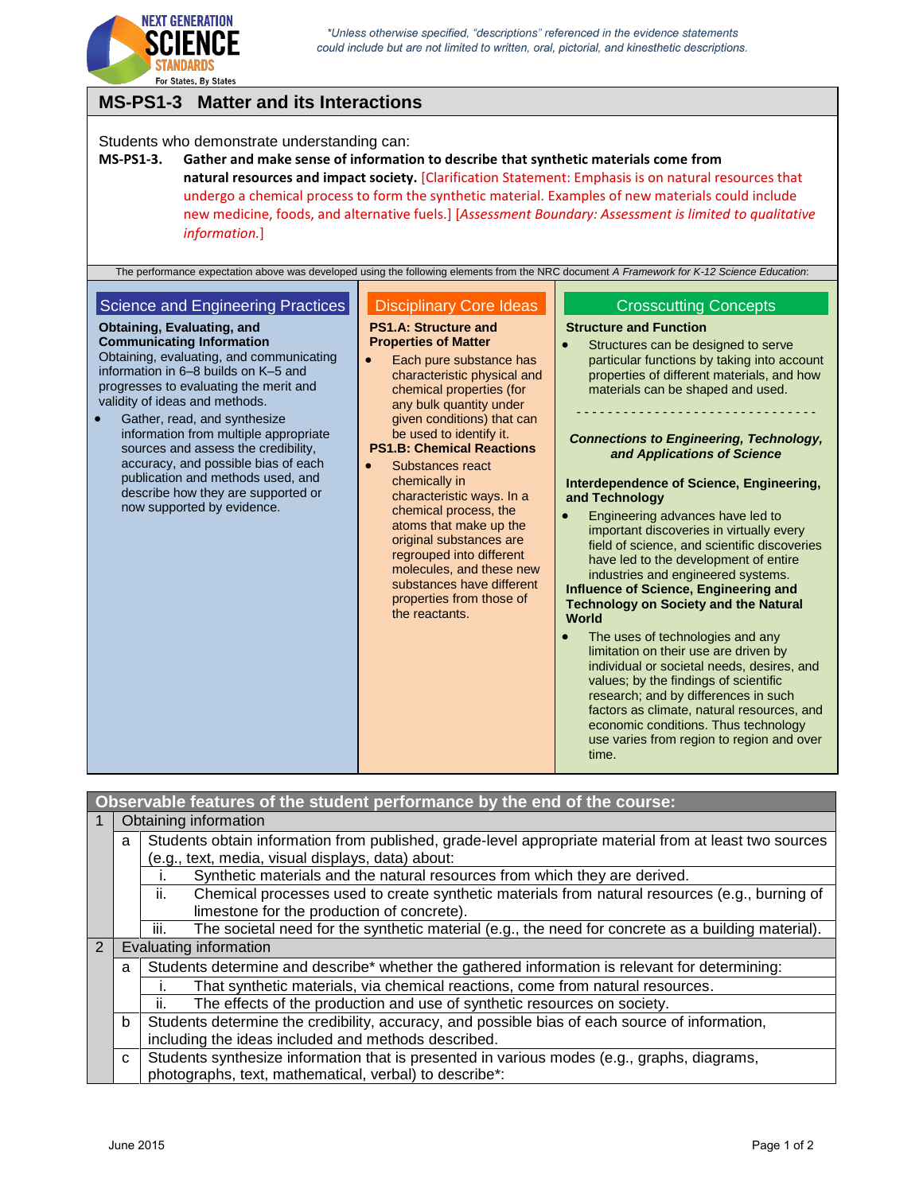*\*Unless otherwise specified, "descriptions" referenced in the evidence statements could include but are not limited to written, oral, pictorial, and kinesthetic descriptions.*

# MS-PS1-3 Matter and its Interactions

Students who demonstrate understanding can:

**MS-PS1-3. Gather and make sense of information to describe that synthetic materials come from natural resources and impact society.** [Clarification Statement: Emphasis is on natural resources that undergo a chemical process to form the synthetic material. Examples of new materials could include new medicine, foods, and alternative fuels.] [*Assessment Boundary: Assessment is limited to qualitative information.*]

The performance expectation above was developed using the following elements from the NRC document *A Framework for K-12 Science Education*:

## Science and Engineering Practices

**Obtaining, Evaluating, and Communicating Information**

Obtaining, evaluating, and communicating information in 6–8 builds on K–5 and progresses to evaluating the merit and validity of ideas and methods.

- Gather, read, and synthesize information from multiple appropriate sources and assess the credibility, accuracy, and possible bias of each publication and methods used, and describe how they are supported or now supported by evidence.

## Disciplinary Core Ideas

**PS1.A: Structure and Properties of Matter**

- Each pure substance has characteristic physical and chemical properties (for any bulk quantity under given conditions) that can be used to identify it.

**PS1.B: Chemical Reactions**

- Substances react chemically in characteristic ways. In a chemical process, the atoms that make up the original substances are regrouped into different molecules, and these new substances have different properties from those of the reactants.

## Crosscutting Concepts

**Structure and Function**

- Structures can be designed to serve particular functions by taking into account properties of different materials, and how materials can be shaped and used.

- - - - - - - - - - - - - - - - - - - - - - - - - - - - - -

***Connections to Engineering, Technology, and Applications of Science***

**Interdependence of Science, Engineering, and Technology**

- Engineering advances have led to important discoveries in virtually every field of science, and scientific discoveries have led to the development of entire industries and engineered systems.

**Influence of Science, Engineering and Technology on Society and the Natural World**

- The uses of technologies and any limitation on their use are driven by individual or societal needs, desires, and values; by the findings of scientific research; and by differences in such factors as climate, natural resources, and economic conditions. Thus technology use varies from region to region and over time.

## Observable features of the student performance by the end of the course:

| | | | |
|---|---|---|---|
| 1 | Obtaining information | | |
| | a | Students obtain information from published, grade-level appropriate material from at least two sources (e.g., text, media, visual displays, data) about: | |
| | | i. | Synthetic materials and the natural resources from which they are derived. |
| | | ii. | Chemical processes used to create synthetic materials from natural resources (e.g., burning of limestone for the production of concrete). |
| | | iii. | The societal need for the synthetic material (e.g., the need for concrete as a building material). |
| 2 | Evaluating information | | |
| | a | Students determine and describe* whether the gathered information is relevant for determining: | |
| | | i. | That synthetic materials, via chemical reactions, come from natural resources. |
| | | ii. | The effects of the production and use of synthetic resources on society. |
| | b | Students determine the credibility, accuracy, and possible bias of each source of information, including the ideas included and methods described. | |
| | c | Students synthesize information that is presented in various modes (e.g., graphs, diagrams, photographs, text, mathematical, verbal) to describe*: | |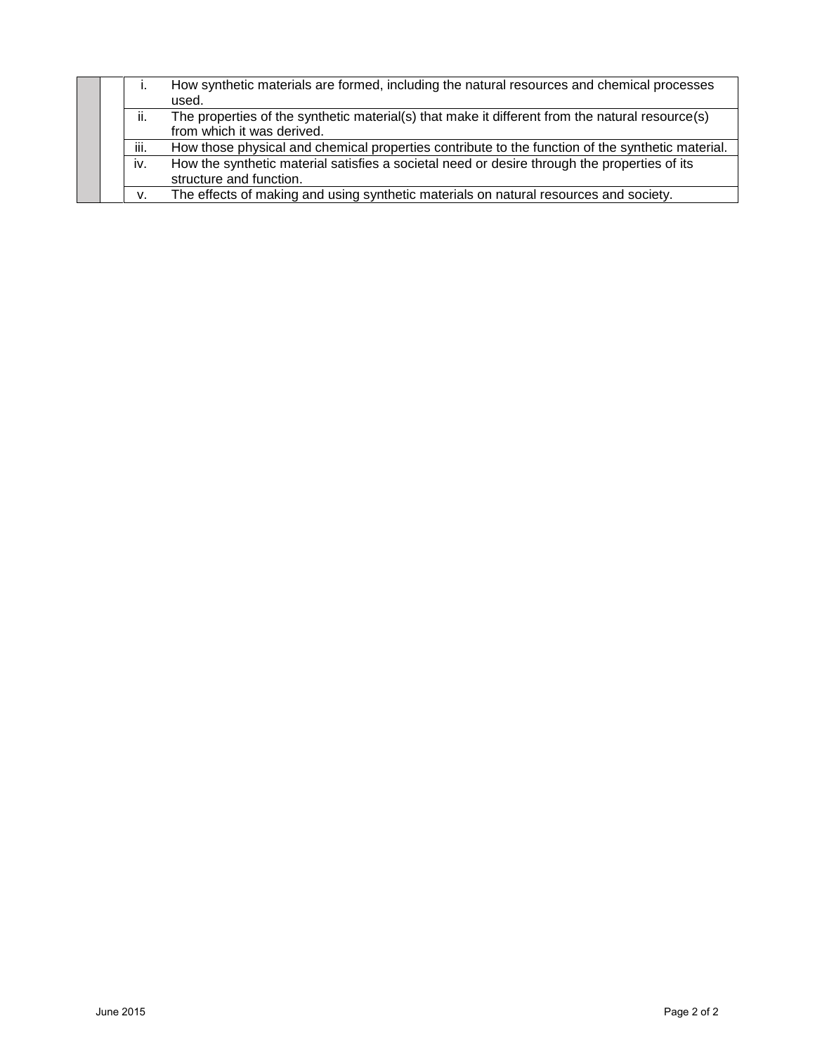| | | | |
|---|---|---|---|
| | | i. | How synthetic materials are formed, including the natural resources and chemical processes used. |
| | | ii. | The properties of the synthetic material(s) that make it different from the natural resource(s) from which it was derived. |
| | | iii. | How those physical and chemical properties contribute to the function of the synthetic material. |
| | | iv. | How the synthetic material satisfies a societal need or desire through the properties of its structure and function. |
| | | v. | The effects of making and using synthetic materials on natural resources and society. |

June 2015